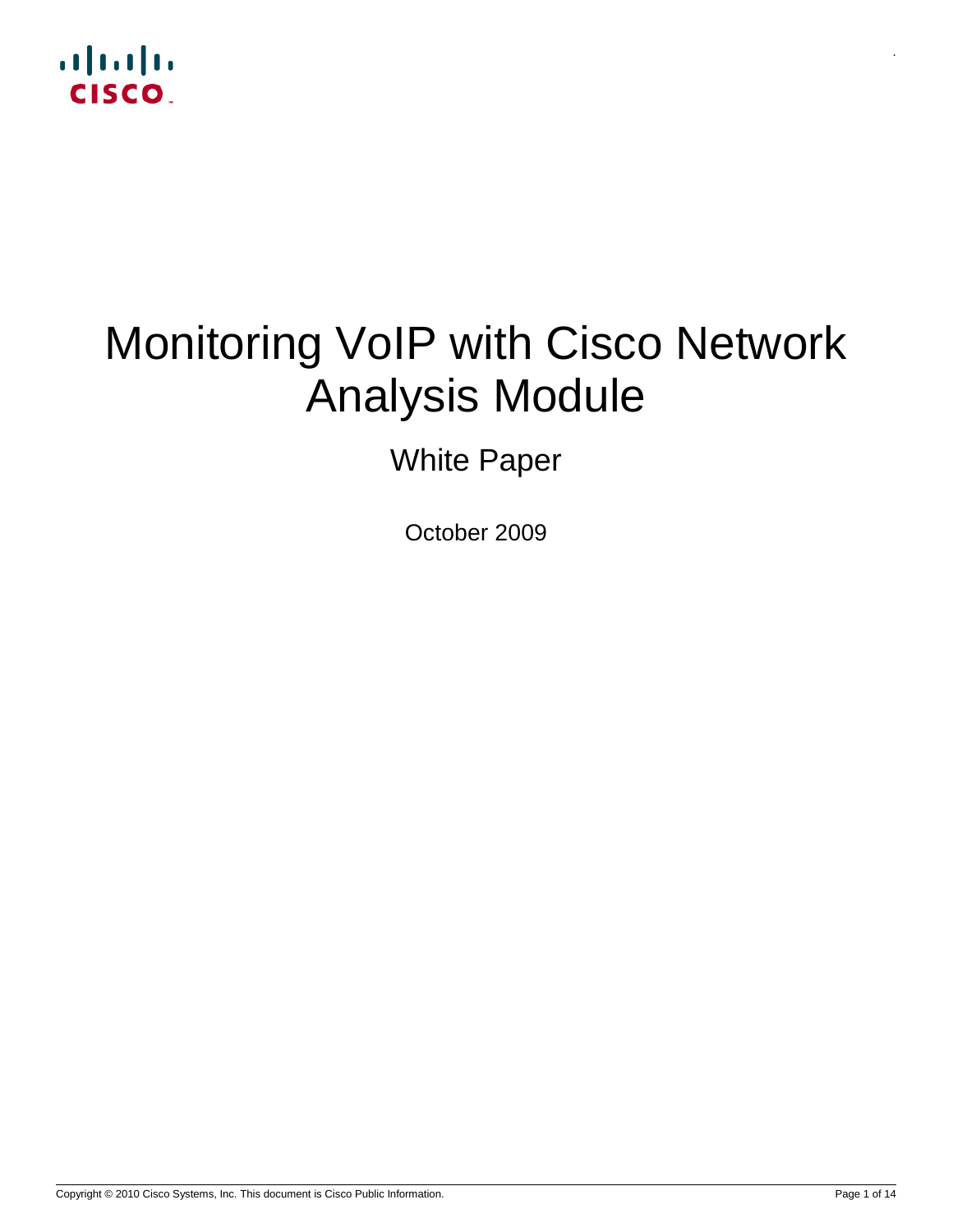# Monitoring VoIP with Cisco Network Analysis Module

White Paper

October 2009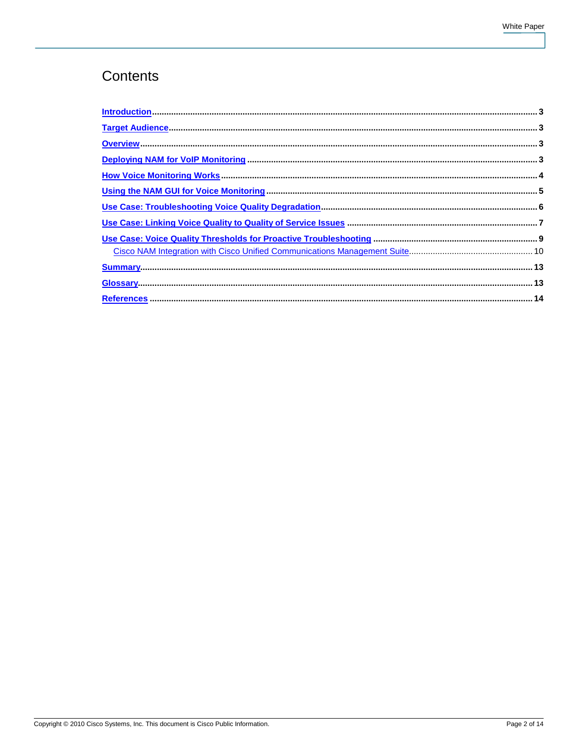# Contents

**Introduction** ..... 3

**Target Audience** ..... 3

**Overview** ..... 3

**Deploying NAM for VoIP Monitoring** ..... 3

**How Voice Monitoring Works** ..... 4

**Using the NAM GUI for Voice Monitoring** ..... 5

**Use Case: Troubleshooting Voice Quality Degradation** ..... 6

**Use Case: Linking Voice Quality to Quality of Service Issues** ..... 7

**Use Case: Voice Quality Thresholds for Proactive Troubleshooting** ..... 9

- Cisco NAM Integration with Cisco Unified Communications Management Suite ..... 10

**Summary** ..... 13

**Glossary** ..... 13

**References** ..... 14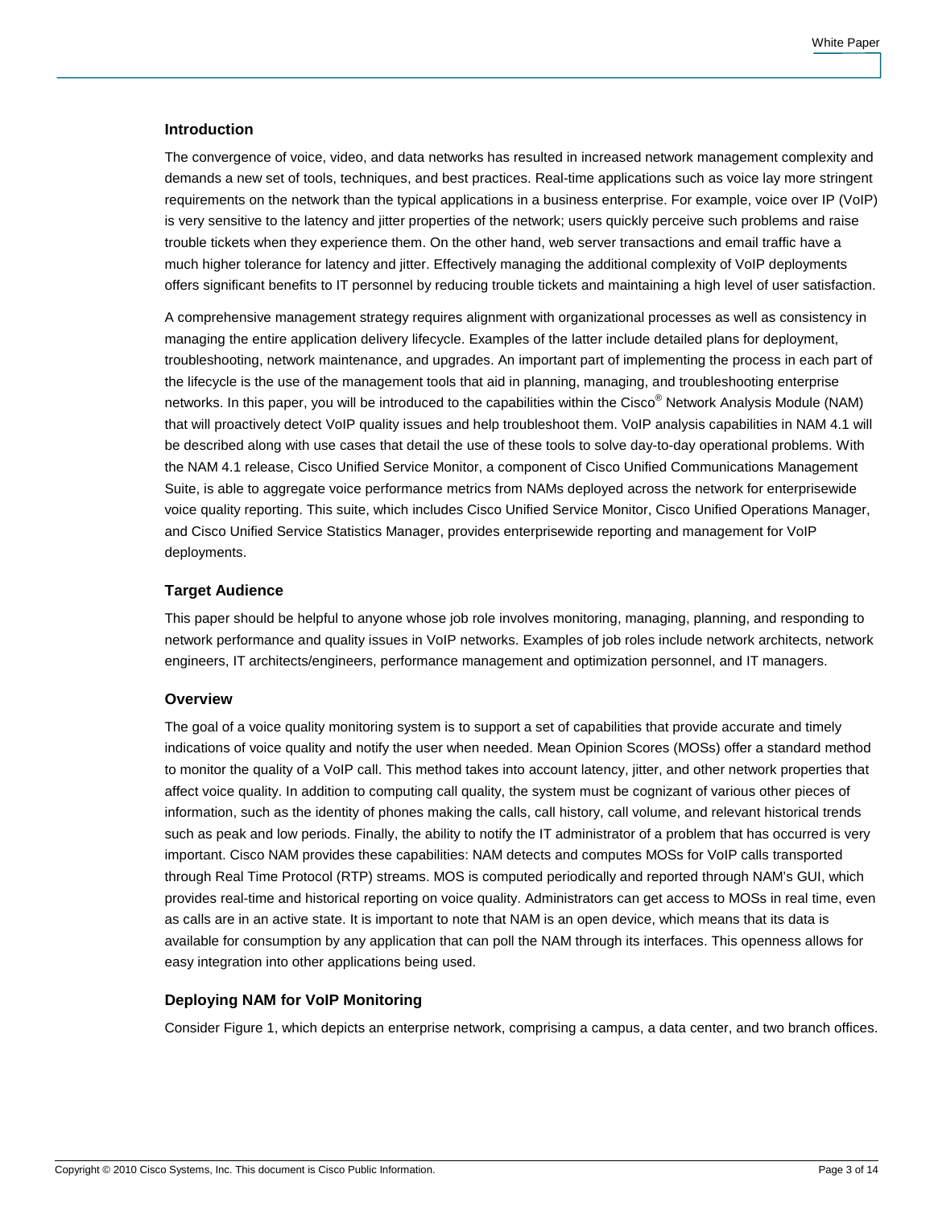## Introduction

The convergence of voice, video, and data networks has resulted in increased network management complexity and demands a new set of tools, techniques, and best practices. Real-time applications such as voice lay more stringent requirements on the network than the typical applications in a business enterprise. For example, voice over IP (VoIP) is very sensitive to the latency and jitter properties of the network; users quickly perceive such problems and raise trouble tickets when they experience them. On the other hand, web server transactions and email traffic have a much higher tolerance for latency and jitter. Effectively managing the additional complexity of VoIP deployments offers significant benefits to IT personnel by reducing trouble tickets and maintaining a high level of user satisfaction.

A comprehensive management strategy requires alignment with organizational processes as well as consistency in managing the entire application delivery lifecycle. Examples of the latter include detailed plans for deployment, troubleshooting, network maintenance, and upgrades. An important part of implementing the process in each part of the lifecycle is the use of the management tools that aid in planning, managing, and troubleshooting enterprise networks. In this paper, you will be introduced to the capabilities within the Cisco® Network Analysis Module (NAM) that will proactively detect VoIP quality issues and help troubleshoot them. VoIP analysis capabilities in NAM 4.1 will be described along with use cases that detail the use of these tools to solve day-to-day operational problems. With the NAM 4.1 release, Cisco Unified Service Monitor, a component of Cisco Unified Communications Management Suite, is able to aggregate voice performance metrics from NAMs deployed across the network for enterprisewide voice quality reporting. This suite, which includes Cisco Unified Service Monitor, Cisco Unified Operations Manager, and Cisco Unified Service Statistics Manager, provides enterprisewide reporting and management for VoIP deployments.

## Target Audience

This paper should be helpful to anyone whose job role involves monitoring, managing, planning, and responding to network performance and quality issues in VoIP networks. Examples of job roles include network architects, network engineers, IT architects/engineers, performance management and optimization personnel, and IT managers.

## Overview

The goal of a voice quality monitoring system is to support a set of capabilities that provide accurate and timely indications of voice quality and notify the user when needed. Mean Opinion Scores (MOSs) offer a standard method to monitor the quality of a VoIP call. This method takes into account latency, jitter, and other network properties that affect voice quality. In addition to computing call quality, the system must be cognizant of various other pieces of information, such as the identity of phones making the calls, call history, call volume, and relevant historical trends such as peak and low periods. Finally, the ability to notify the IT administrator of a problem that has occurred is very important. Cisco NAM provides these capabilities: NAM detects and computes MOSs for VoIP calls transported through Real Time Protocol (RTP) streams. MOS is computed periodically and reported through NAM's GUI, which provides real-time and historical reporting on voice quality. Administrators can get access to MOSs in real time, even as calls are in an active state. It is important to note that NAM is an open device, which means that its data is available for consumption by any application that can poll the NAM through its interfaces. This openness allows for easy integration into other applications being used.

## Deploying NAM for VoIP Monitoring

Consider Figure 1, which depicts an enterprise network, comprising a campus, a data center, and two branch offices.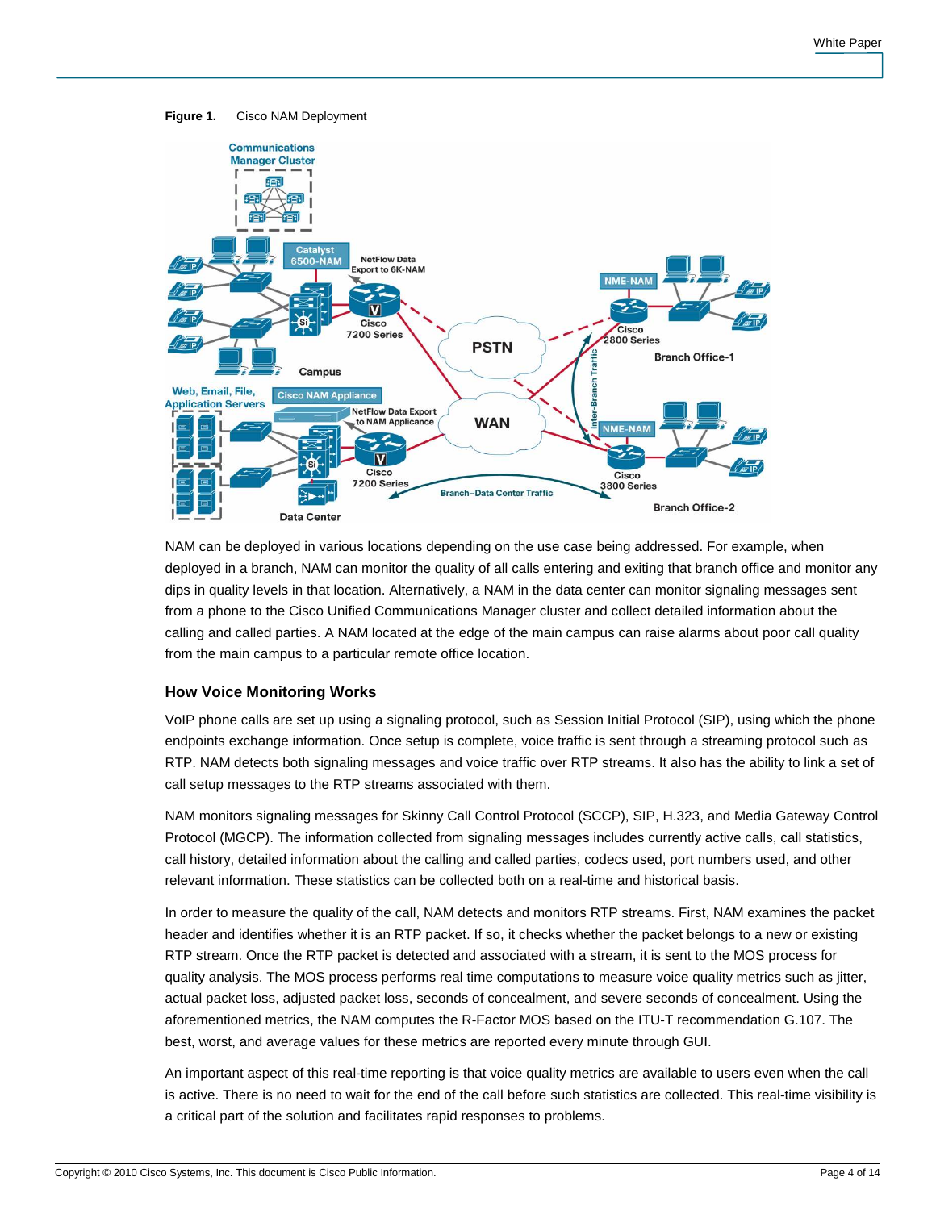**Figure 1.** Cisco NAM Deployment

NAM can be deployed in various locations depending on the use case being addressed. For example, when deployed in a branch, NAM can monitor the quality of all calls entering and exiting that branch office and monitor any dips in quality levels in that location. Alternatively, a NAM in the data center can monitor signaling messages sent from a phone to the Cisco Unified Communications Manager cluster and collect detailed information about the calling and called parties. A NAM located at the edge of the main campus can raise alarms about poor call quality from the main campus to a particular remote office location.

### How Voice Monitoring Works

VoIP phone calls are set up using a signaling protocol, such as Session Initial Protocol (SIP), using which the phone endpoints exchange information. Once setup is complete, voice traffic is sent through a streaming protocol such as RTP. NAM detects both signaling messages and voice traffic over RTP streams. It also has the ability to link a set of call setup messages to the RTP streams associated with them.

NAM monitors signaling messages for Skinny Call Control Protocol (SCCP), SIP, H.323, and Media Gateway Control Protocol (MGCP). The information collected from signaling messages includes currently active calls, call statistics, call history, detailed information about the calling and called parties, codecs used, port numbers used, and other relevant information. These statistics can be collected both on a real-time and historical basis.

In order to measure the quality of the call, NAM detects and monitors RTP streams. First, NAM examines the packet header and identifies whether it is an RTP packet. If so, it checks whether the packet belongs to a new or existing RTP stream. Once the RTP packet is detected and associated with a stream, it is sent to the MOS process for quality analysis. The MOS process performs real time computations to measure voice quality metrics such as jitter, actual packet loss, adjusted packet loss, seconds of concealment, and severe seconds of concealment. Using the aforementioned metrics, the NAM computes the R-Factor MOS based on the ITU-T recommendation G.107. The best, worst, and average values for these metrics are reported every minute through GUI.

An important aspect of this real-time reporting is that voice quality metrics are available to users even when the call is active. There is no need to wait for the end of the call before such statistics are collected. This real-time visibility is a critical part of the solution and facilitates rapid responses to problems.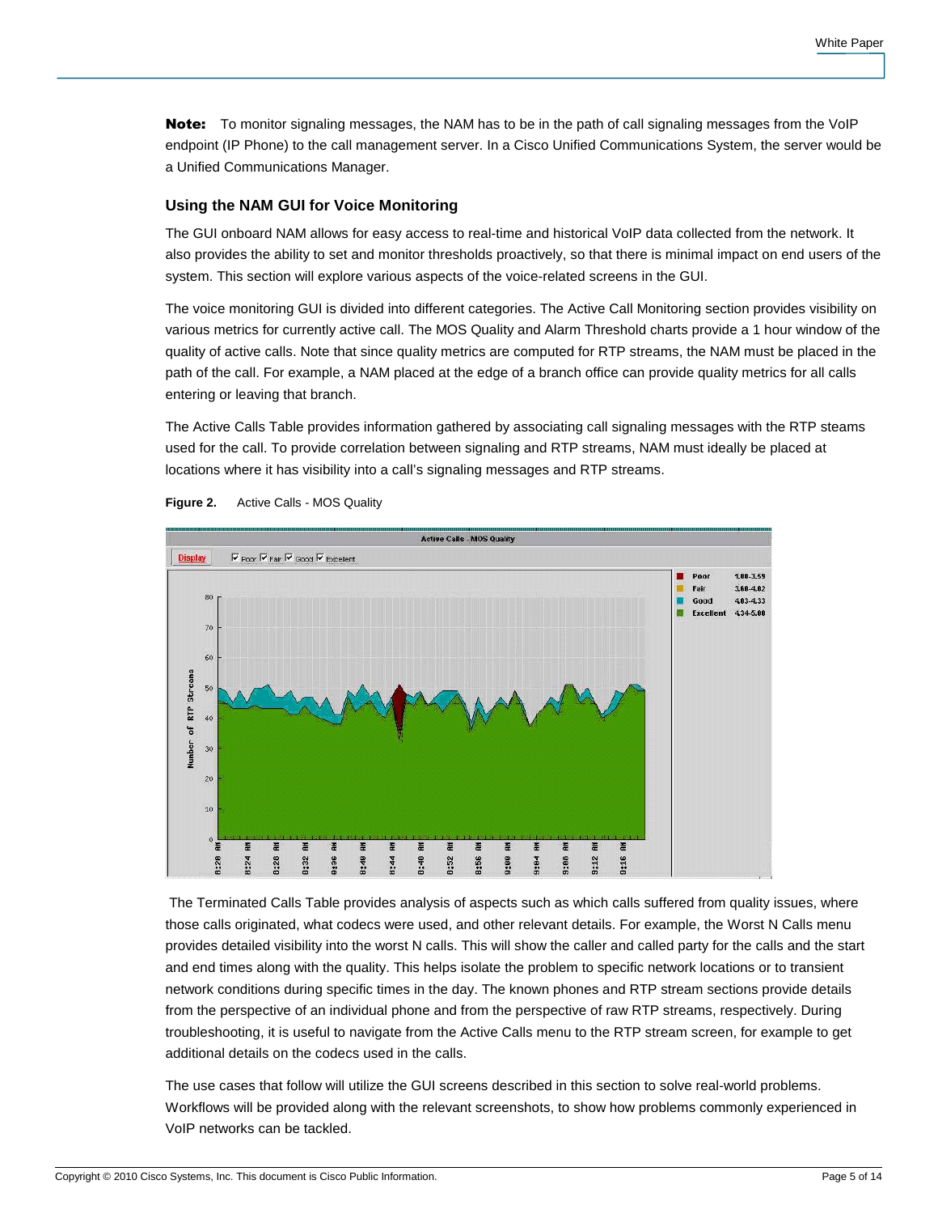**Note:** To monitor signaling messages, the NAM has to be in the path of call signaling messages from the VoIP endpoint (IP Phone) to the call management server. In a Cisco Unified Communications System, the server would be a Unified Communications Manager.

### Using the NAM GUI for Voice Monitoring

The GUI onboard NAM allows for easy access to real-time and historical VoIP data collected from the network. It also provides the ability to set and monitor thresholds proactively, so that there is minimal impact on end users of the system. This section will explore various aspects of the voice-related screens in the GUI.

The voice monitoring GUI is divided into different categories. The Active Call Monitoring section provides visibility on various metrics for currently active call. The MOS Quality and Alarm Threshold charts provide a 1 hour window of the quality of active calls. Note that since quality metrics are computed for RTP streams, the NAM must be placed in the path of the call. For example, a NAM placed at the edge of a branch office can provide quality metrics for all calls entering or leaving that branch.

The Active Calls Table provides information gathered by associating call signaling messages with the RTP steams used for the call. To provide correlation between signaling and RTP streams, NAM must ideally be placed at locations where it has visibility into a call's signaling messages and RTP streams.

**Figure 2.** Active Calls - MOS Quality

The Terminated Calls Table provides analysis of aspects such as which calls suffered from quality issues, where those calls originated, what codecs were used, and other relevant details. For example, the Worst N Calls menu provides detailed visibility into the worst N calls. This will show the caller and called party for the calls and the start and end times along with the quality. This helps isolate the problem to specific network locations or to transient network conditions during specific times in the day. The known phones and RTP stream sections provide details from the perspective of an individual phone and from the perspective of raw RTP streams, respectively. During troubleshooting, it is useful to navigate from the Active Calls menu to the RTP stream screen, for example to get additional details on the codecs used in the calls.

The use cases that follow will utilize the GUI screens described in this section to solve real-world problems. Workflows will be provided along with the relevant screenshots, to show how problems commonly experienced in VoIP networks can be tackled.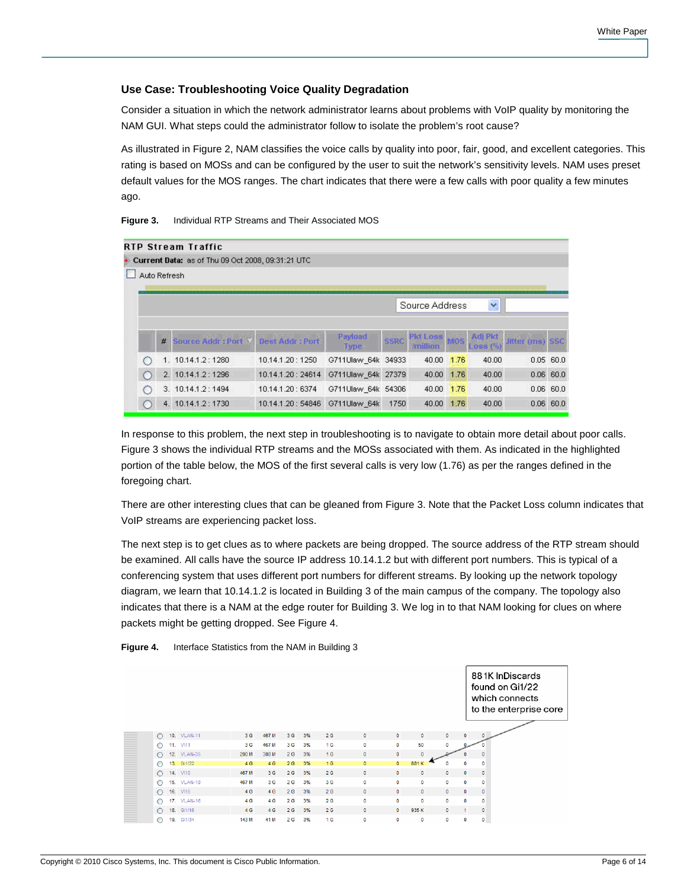## Use Case: Troubleshooting Voice Quality Degradation

Consider a situation in which the network administrator learns about problems with VoIP quality by monitoring the NAM GUI. What steps could the administrator follow to isolate the problem's root cause?

As illustrated in Figure 2, NAM classifies the voice calls by quality into poor, fair, good, and excellent categories. This rating is based on MOSs and can be configured by the user to suit the network's sensitivity levels. NAM uses preset default values for the MOS ranges. The chart indicates that there were a few calls with poor quality a few minutes ago.

**Figure 3.** Individual RTP Streams and Their Associated MOS

RTP Stream Traffic

Current Data: as of Thu 09 Oct 2008, 09:31:21 UTC

Auto Refresh

| # | Source Addr : Port | Dest Addr : Port | Payload Type | SSRC | Pkt Loss /million | MOS | Adj Pkt Loss (%) | Jitter (ms) | SSC |
|---|---|---|---|---|---|---|---|---|---|
| 1. | 10.14.1.2 : 1280 | 10.14.1.20 : 1250 | G711Ulaw_64k | 34933 | 40.00 | 1.76 | 40.00 | 0.05 | 60.0 |
| 2. | 10.14.1.2 : 1296 | 10.14.1.20 : 24614 | G711Ulaw_64k | 27379 | 40.00 | 1.76 | 40.00 | 0.06 | 60.0 |
| 3. | 10.14.1.2 : 1494 | 10.14.1.20 : 6374 | G711Ulaw_64k | 54306 | 40.00 | 1.76 | 40.00 | 0.06 | 60.0 |
| 4. | 10.14.1.2 : 1730 | 10.14.1.20 : 54846 | G711Ulaw_64k | 1750 | 40.00 | 1.76 | 40.00 | 0.06 | 60.0 |

In response to this problem, the next step in troubleshooting is to navigate to obtain more detail about poor calls. Figure 3 shows the individual RTP streams and the MOSs associated with them. As indicated in the highlighted portion of the table below, the MOS of the first several calls is very low (1.76) as per the ranges defined in the foregoing chart.

There are other interesting clues that can be gleaned from Figure 3. Note that the Packet Loss column indicates that VoIP streams are experiencing packet loss.

The next step is to get clues as to where packets are being dropped. The source address of the RTP stream should be examined. All calls have the source IP address 10.14.1.2 but with different port numbers. This is typical of a conferencing system that uses different port numbers for different streams. By looking up the network topology diagram, we learn that 10.14.1.2 is located in Building 3 of the main campus of the company. The topology also indicates that there is a NAM at the edge router for Building 3. We log in to that NAM looking for clues on where packets might be getting dropped. See Figure 4.

**Figure 4.** Interface Statistics from the NAM in Building 3

881K InDiscards found on Gi1/22 which connects to the enterprise core

| # | Interface | | | | | | | | | | | | |
|---|---|---|---|---|---|---|---|---|---|---|---|---|---|
| 10. | VLAN-11 | 3 G | 467 M | 3 G | 3% | 2 G | 0 | 0 | 0 | 0 | 0 | 0 |
| 11. | VI11 | 3 G | 467 M | 3 G | 3% | 1 G | 0 | 0 | 50 | 0 | 0 | 0 |
| 12. | VLAN-35 | 290 M | 308 M | 2 G | 3% | 1 G | 0 | 0 | 0 | 0 | 0 | 0 |
| 13. | Gi1/22 | 4 G | 4 G | 2 G | 3% | 1 G | 0 | 0 | 881 K | 0 | 0 | 0 |
| 14. | VI10 | 467 M | 3 G | 2 G | 3% | 2 G | 0 | 0 | 0 | 0 | 0 | 0 |
| 15. | VLAN-10 | 467 M | 3 G | 2 G | 3% | 3 G | 0 | 0 | 0 | 0 | 0 | 0 |
| 16. | VI16 | 4 G | 4 G | 2 G | 3% | 2 G | 0 | 0 | 0 | 0 | 0 | 0 |
| 17. | VLAN-16 | 4 G | 4 G | 2 G | 3% | 2 G | 0 | 0 | 0 | 0 | 0 | 0 |
| 18. | Gi1/16 | 4 G | 4 G | 2 G | 3% | 2 G | 0 | 0 | 935 K | 0 | 1 | 0 |
| 19. | Gi1/34 | 143 M | 41 M | 2 G | 3% | 1 G | 0 | 0 | 0 | 0 | 0 | 0 |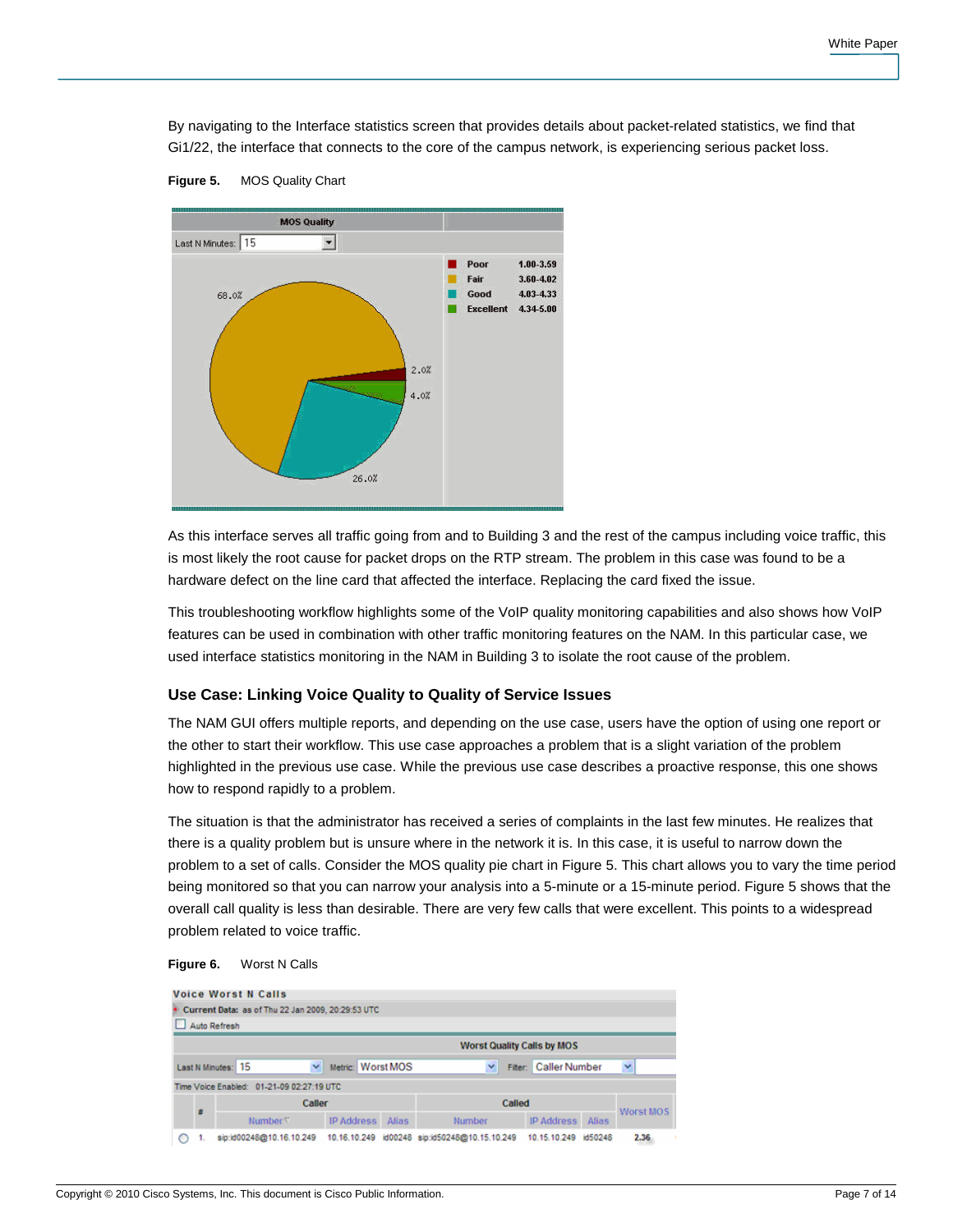By navigating to the Interface statistics screen that provides details about packet-related statistics, we find that Gi1/22, the interface that connects to the core of the campus network, is experiencing serious packet loss.

**Figure 5.** MOS Quality Chart

As this interface serves all traffic going from and to Building 3 and the rest of the campus including voice traffic, this is most likely the root cause for packet drops on the RTP stream. The problem in this case was found to be a hardware defect on the line card that affected the interface. Replacing the card fixed the issue.

This troubleshooting workflow highlights some of the VoIP quality monitoring capabilities and also shows how VoIP features can be used in combination with other traffic monitoring features on the NAM. In this particular case, we used interface statistics monitoring in the NAM in Building 3 to isolate the root cause of the problem.

### Use Case: Linking Voice Quality to Quality of Service Issues

The NAM GUI offers multiple reports, and depending on the use case, users have the option of using one report or the other to start their workflow. This use case approaches a problem that is a slight variation of the problem highlighted in the previous use case. While the previous use case describes a proactive response, this one shows how to respond rapidly to a problem.

The situation is that the administrator has received a series of complaints in the last few minutes. He realizes that there is a quality problem but is unsure where in the network it is. In this case, it is useful to narrow down the problem to a set of calls. Consider the MOS quality pie chart in Figure 5. This chart allows you to vary the time period being monitored so that you can narrow your analysis into a 5-minute or a 15-minute period. Figure 5 shows that the overall call quality is less than desirable. There are very few calls that were excellent. This points to a widespread problem related to voice traffic.

**Figure 6.** Worst N Calls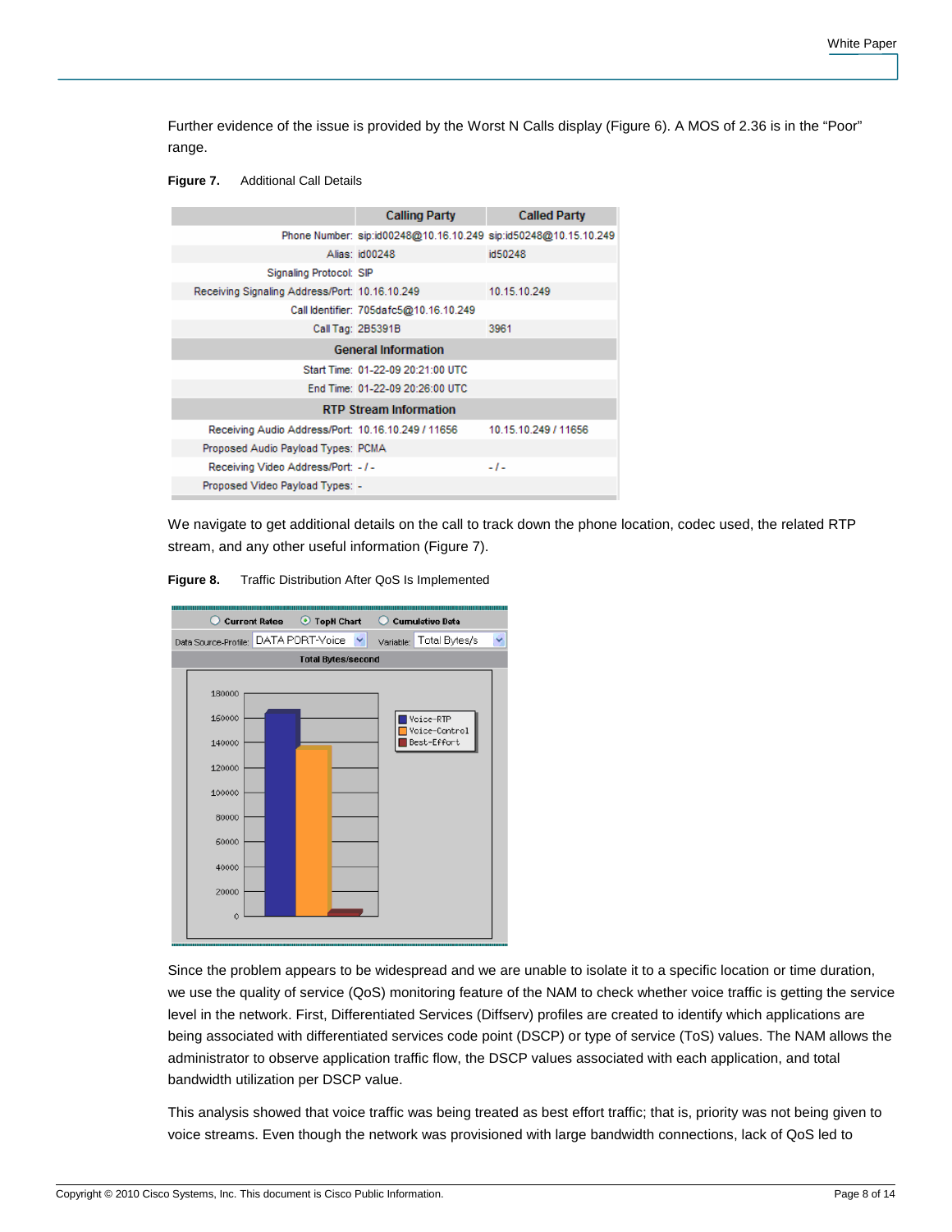Further evidence of the issue is provided by the Worst N Calls display (Figure 6). A MOS of 2.36 is in the "Poor" range.

**Figure 7.** Additional Call Details

| | Calling Party | Called Party |
|---|---|---|
| Phone Number: | sip:id00248@10.16.10.249 | sip:id50248@10.15.10.249 |
| Alias: | id00248 | id50248 |
| Signaling Protocol: | SIP | |
| Receiving Signaling Address/Port: | 10.16.10.249 | 10.15.10.249 |
| Call Identifier: | 705dafc5@10.16.10.249 | |
| Call Tag: | 2B5391B | 3961 |
| **General Information** | | |
| Start Time: | 01-22-09 20:21:00 UTC | |
| End Time: | 01-22-09 20:26:00 UTC | |
| **RTP Stream Information** | | |
| Receiving Audio Address/Port: | 10.16.10.249 / 11656 | 10.15.10.249 / 11656 |
| Proposed Audio Payload Types: | PCMA | |
| Receiving Video Address/Port: | - / - | - / - |
| Proposed Video Payload Types: | - | |

We navigate to get additional details on the call to track down the phone location, codec used, the related RTP stream, and any other useful information (Figure 7).

**Figure 8.** Traffic Distribution After QoS Is Implemented

Since the problem appears to be widespread and we are unable to isolate it to a specific location or time duration, we use the quality of service (QoS) monitoring feature of the NAM to check whether voice traffic is getting the service level in the network. First, Differentiated Services (Diffserv) profiles are created to identify which applications are being associated with differentiated services code point (DSCP) or type of service (ToS) values. The NAM allows the administrator to observe application traffic flow, the DSCP values associated with each application, and total bandwidth utilization per DSCP value.

This analysis showed that voice traffic was being treated as best effort traffic; that is, priority was not being given to voice streams. Even though the network was provisioned with large bandwidth connections, lack of QoS led to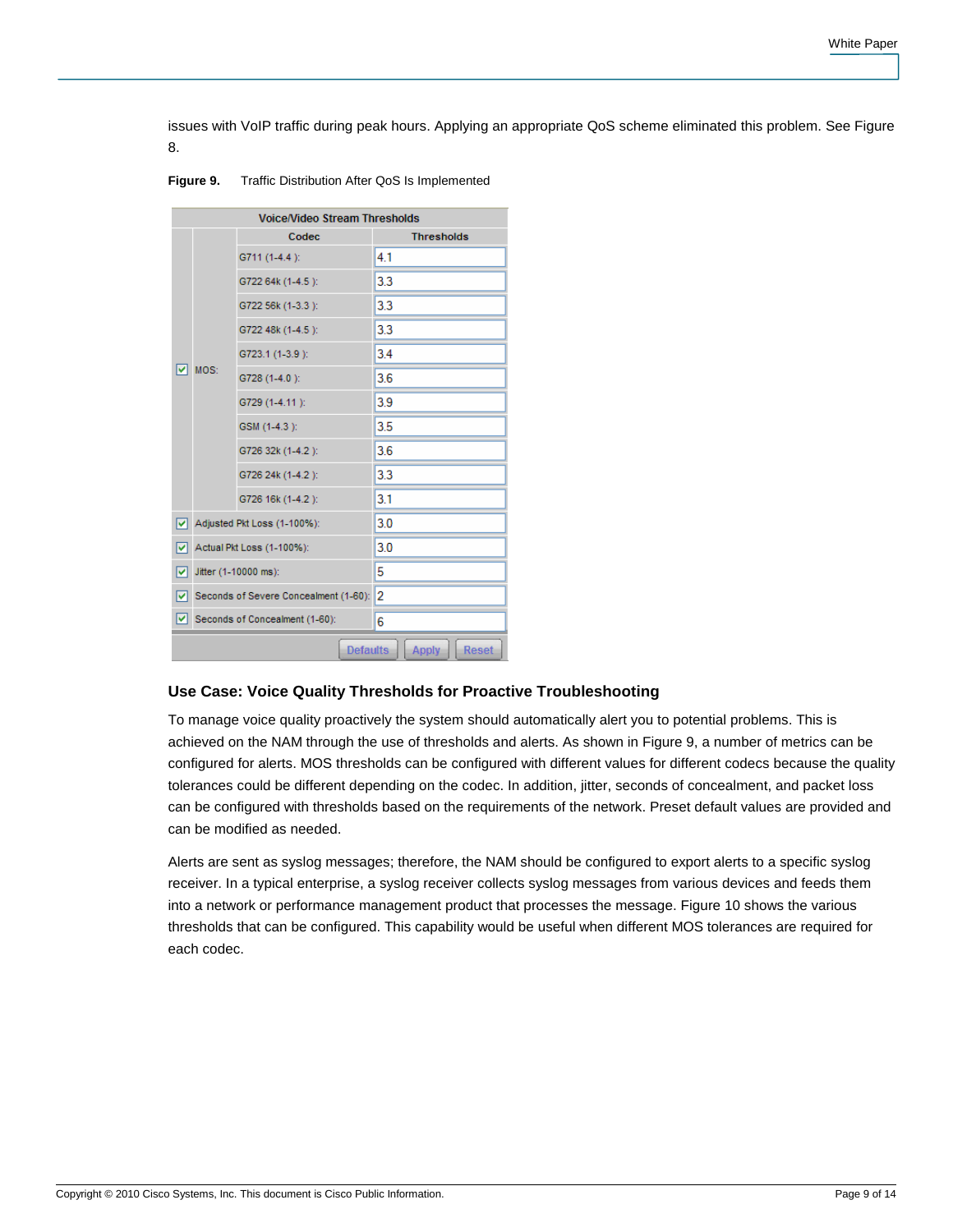issues with VoIP traffic during peak hours. Applying an appropriate QoS scheme eliminated this problem. See Figure 8.

**Figure 9.** Traffic Distribution After QoS Is Implemented

| Voice/Video Stream Thresholds | | | |
|---|---|---|---|
| | | Codec | Thresholds |
| ☑ | MOS: | G711 (1-4.4 ): | 4.1 |
| | | G722 64k (1-4.5 ): | 3.3 |
| | | G722 56k (1-3.3 ): | 3.3 |
| | | G722 48k (1-4.5 ): | 3.3 |
| | | G723.1 (1-3.9 ): | 3.4 |
| | | G728 (1-4.0 ): | 3.6 |
| | | G729 (1-4.11 ): | 3.9 |
| | | GSM (1-4.3 ): | 3.5 |
| | | G726 32k (1-4.2 ): | 3.6 |
| | | G726 24k (1-4.2 ): | 3.3 |
| | | G726 16k (1-4.2 ): | 3.1 |
| ☑ | Adjusted Pkt Loss (1-100%): | | 3.0 |
| ☑ | Actual Pkt Loss (1-100%): | | 3.0 |
| ☑ | Jitter (1-10000 ms): | | 5 |
| ☑ | Seconds of Severe Concealment (1-60): | | 2 |
| ☑ | Seconds of Concealment (1-60): | | 6 |
| | | | Defaults Apply Reset |

### Use Case: Voice Quality Thresholds for Proactive Troubleshooting

To manage voice quality proactively the system should automatically alert you to potential problems. This is achieved on the NAM through the use of thresholds and alerts. As shown in Figure 9, a number of metrics can be configured for alerts. MOS thresholds can be configured with different values for different codecs because the quality tolerances could be different depending on the codec. In addition, jitter, seconds of concealment, and packet loss can be configured with thresholds based on the requirements of the network. Preset default values are provided and can be modified as needed.

Alerts are sent as syslog messages; therefore, the NAM should be configured to export alerts to a specific syslog receiver. In a typical enterprise, a syslog receiver collects syslog messages from various devices and feeds them into a network or performance management product that processes the message. Figure 10 shows the various thresholds that can be configured. This capability would be useful when different MOS tolerances are required for each codec.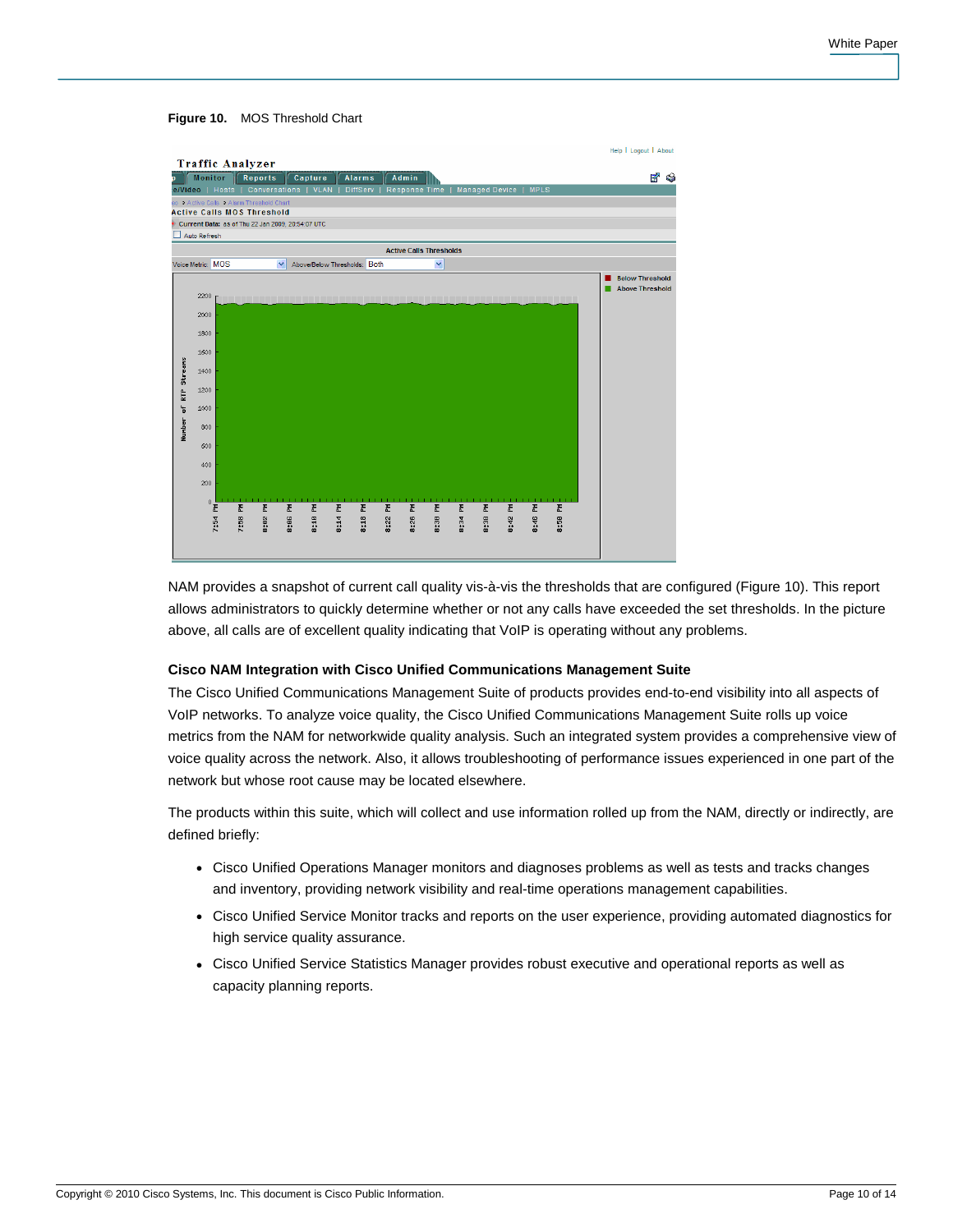**Figure 10.** MOS Threshold Chart

NAM provides a snapshot of current call quality vis-à-vis the thresholds that are configured (Figure 10). This report allows administrators to quickly determine whether or not any calls have exceeded the set thresholds. In the picture above, all calls are of excellent quality indicating that VoIP is operating without any problems.

### Cisco NAM Integration with Cisco Unified Communications Management Suite

The Cisco Unified Communications Management Suite of products provides end-to-end visibility into all aspects of VoIP networks. To analyze voice quality, the Cisco Unified Communications Management Suite rolls up voice metrics from the NAM for networkwide quality analysis. Such an integrated system provides a comprehensive view of voice quality across the network. Also, it allows troubleshooting of performance issues experienced in one part of the network but whose root cause may be located elsewhere.

The products within this suite, which will collect and use information rolled up from the NAM, directly or indirectly, are defined briefly:

- Cisco Unified Operations Manager monitors and diagnoses problems as well as tests and tracks changes and inventory, providing network visibility and real-time operations management capabilities.
- Cisco Unified Service Monitor tracks and reports on the user experience, providing automated diagnostics for high service quality assurance.
- Cisco Unified Service Statistics Manager provides robust executive and operational reports as well as capacity planning reports.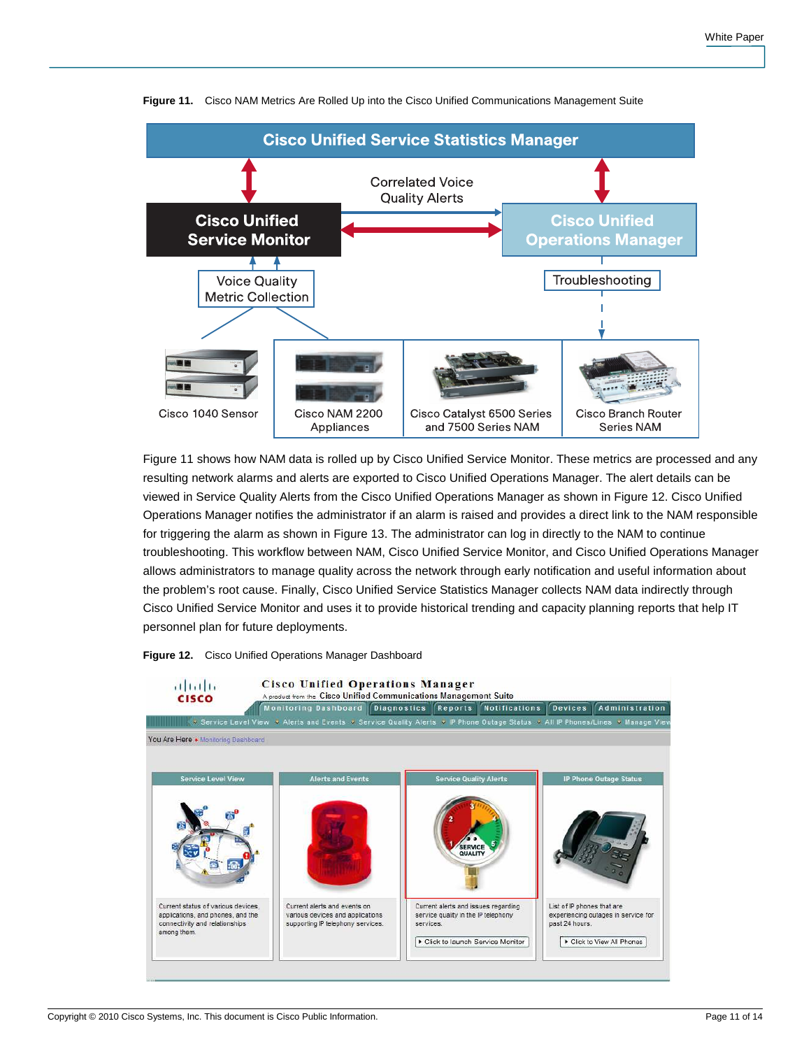**Figure 11.** Cisco NAM Metrics Are Rolled Up into the Cisco Unified Communications Management Suite

Figure 11 shows how NAM data is rolled up by Cisco Unified Service Monitor. These metrics are processed and any resulting network alarms and alerts are exported to Cisco Unified Operations Manager. The alert details can be viewed in Service Quality Alerts from the Cisco Unified Operations Manager as shown in Figure 12. Cisco Unified Operations Manager notifies the administrator if an alarm is raised and provides a direct link to the NAM responsible for triggering the alarm as shown in Figure 13. The administrator can log in directly to the NAM to continue troubleshooting. This workflow between NAM, Cisco Unified Service Monitor, and Cisco Unified Operations Manager allows administrators to manage quality across the network through early notification and useful information about the problem's root cause. Finally, Cisco Unified Service Statistics Manager collects NAM data indirectly through Cisco Unified Service Monitor and uses it to provide historical trending and capacity planning reports that help IT personnel plan for future deployments.

**Figure 12.** Cisco Unified Operations Manager Dashboard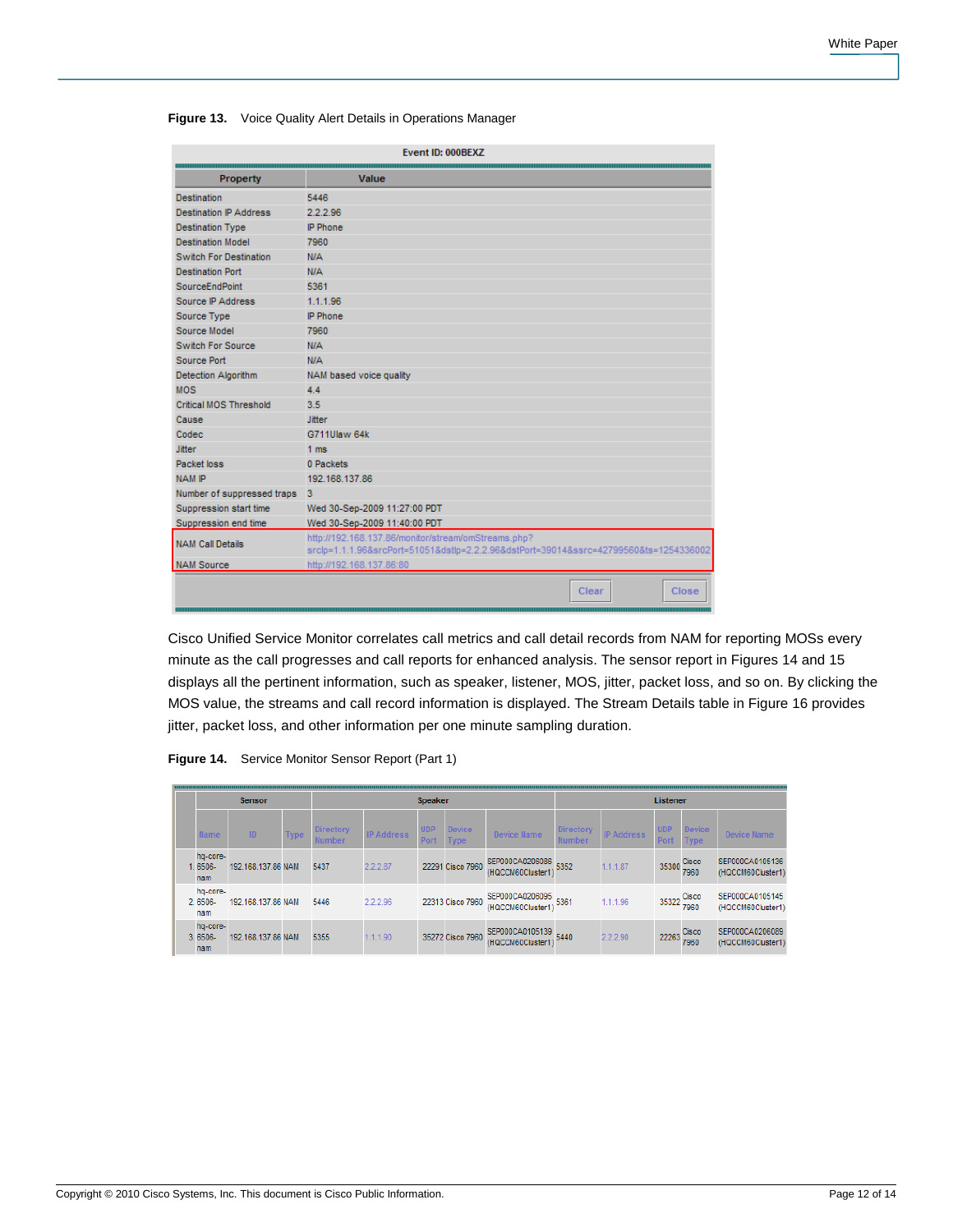**Figure 13.** Voice Quality Alert Details in Operations Manager

| Event ID: 000BEXZ | |
|---|---|
| **Property** | **Value** |
| Destination | 5446 |
| Destination IP Address | 2.2.2.96 |
| Destination Type | IP Phone |
| Destination Model | 7960 |
| Switch For Destination | N/A |
| Destination Port | N/A |
| SourceEndPoint | 5361 |
| Source IP Address | 1.1.1.96 |
| Source Type | IP Phone |
| Source Model | 7960 |
| Switch For Source | N/A |
| Source Port | N/A |
| Detection Algorithm | NAM based voice quality |
| MOS | 4.4 |
| Critical MOS Threshold | 3.5 |
| Cause | Jitter |
| Codec | G711Ulaw 64k |
| Jitter | 1 ms |
| Packet loss | 0 Packets |
| NAM IP | 192.168.137.86 |
| Number of suppressed traps | 3 |
| Suppression start time | Wed 30-Sep-2009 11:27:00 PDT |
| Suppression end time | Wed 30-Sep-2009 11:40:00 PDT |
| NAM Call Details | http://192.168.137.86/monitor/stream/omStreams.php?srcIp=1.1.1.96&srcPort=51051&dstIp=2.2.2.96&dstPort=39014&ssrc=42799560&ts=1254336002 |
| NAM Source | http://192.168.137.86:80 |

Cisco Unified Service Monitor correlates call metrics and call detail records from NAM for reporting MOSs every minute as the call progresses and call reports for enhanced analysis. The sensor report in Figures 14 and 15 displays all the pertinent information, such as speaker, listener, MOS, jitter, packet loss, and so on. By clicking the MOS value, the streams and call record information is displayed. The Stream Details table in Figure 16 provides jitter, packet loss, and other information per one minute sampling duration.

**Figure 14.** Service Monitor Sensor Report (Part 1)

| | Sensor | | | Speaker | | | | | | Listener | | | | |
|---|---|---|---|---|---|---|---|---|---|---|---|---|---|---|
| | Name | ID | Type | Directory Number | IP Address | UDP Port | Device Type | Device Name | Directory Number | IP Address | UDP Port | Device Type | Device Name |
| 1. | hq-core-6506-nam | 192.168.137.86 | NAM | 5437 | 2.2.2.87 | 22291 | Cisco 7960 | SEP000CA0206086 (HQCCM60Cluster1) | 5352 | 1.1.1.87 | 35300 | Cisco 7960 | SEP000CA0105136 (HQCCM60Cluster1) |
| 2. | hq-core-6506-nam | 192.168.137.86 | NAM | 5446 | 2.2.2.96 | 22313 | Cisco 7960 | SEP000CA0206095 (HQCCM60Cluster1) | 5361 | 1.1.1.96 | 35322 | Cisco 7960 | SEP000CA0105145 (HQCCM60Cluster1) |
| 3. | hq-core-6506-nam | 192.168.137.86 | NAM | 5355 | 1.1.1.90 | 35272 | Cisco 7960 | SEP000CA0105139 (HQCCM60Cluster1) | 5440 | 2.2.2.90 | 22263 | Cisco 7960 | SEP000CA0206089 (HQCCM60Cluster1) |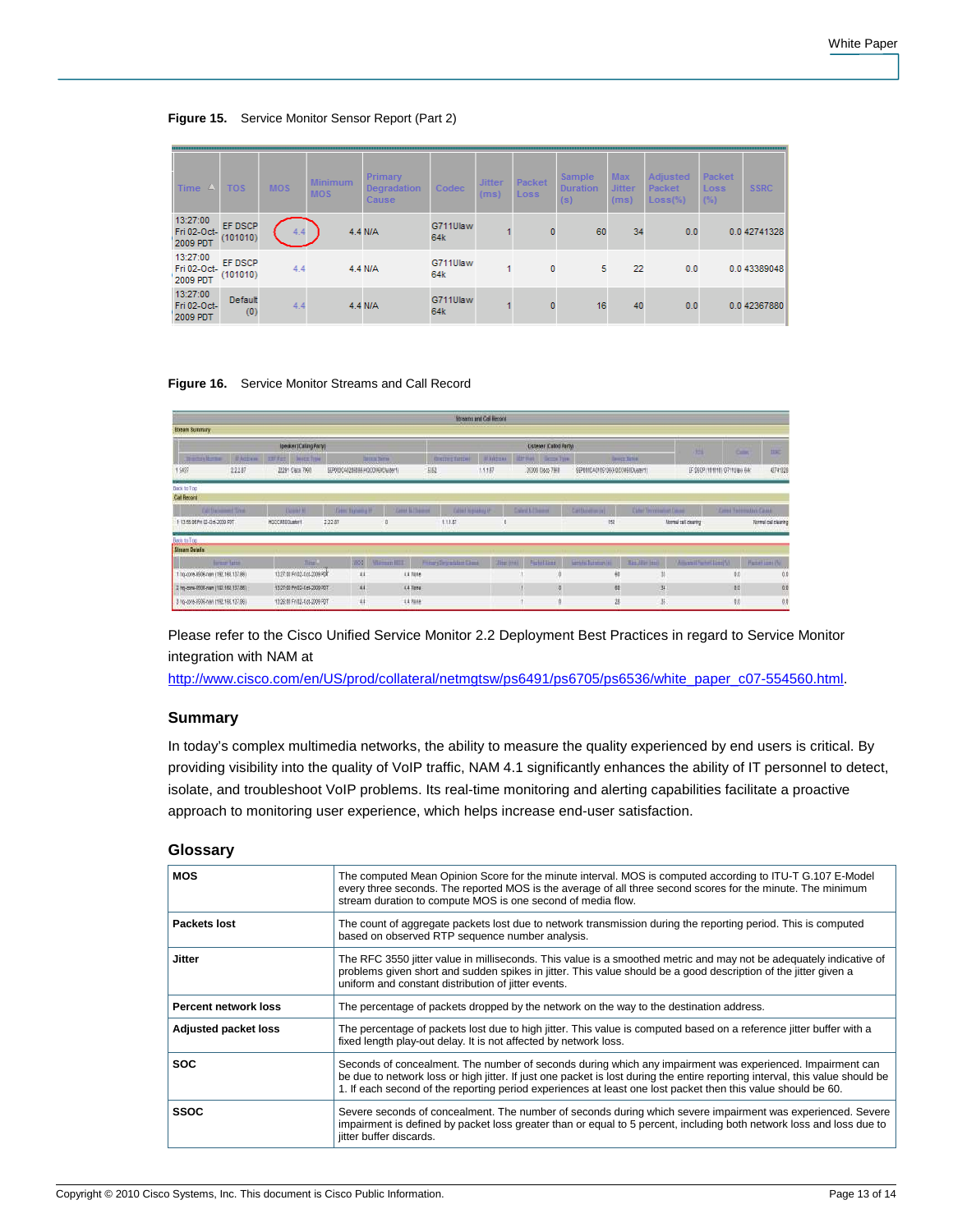**Figure 15.** Service Monitor Sensor Report (Part 2)

| Time | TOS | MOS | Minimum MOS | Primary Degradation Cause | Codec | Jitter (ms) | Packet Loss | Sample Duration (s) | Max Jitter (ms) | Adjusted Packet Loss(%) | Packet Loss (%) | SSRC |
|---|---|---|---|---|---|---|---|---|---|---|---|---|
| 13:27:00 Fri 02-Oct-2009 PDT | EF DSCP (101010) | 4.4 | 4.4 | N/A | G711Ulaw 64k | 1 | 0 | 60 | 34 | 0.0 | 0.0 | 42741328 |
| 13:27:00 Fri 02-Oct-2009 PDT | EF DSCP (101010) | 4.4 | 4.4 | N/A | G711Ulaw 64k | 1 | 0 | 5 | 22 | 0.0 | 0.0 | 43389048 |
| 13:27:00 Fri 02-Oct-2009 PDT | Default (0) | 4.4 | 4.4 | N/A | G711Ulaw 64k | 1 | 0 | 16 | 40 | 0.0 | 0.0 | 42367880 |

**Figure 16.** Service Monitor Streams and Call Record

Please refer to the Cisco Unified Service Monitor 2.2 Deployment Best Practices in regard to Service Monitor integration with NAM at http://www.cisco.com/en/US/prod/collateral/netmgtsw/ps6491/ps6705/ps6536/white_paper_c07-554560.html.

## Summary

In today's complex multimedia networks, the ability to measure the quality experienced by end users is critical. By providing visibility into the quality of VoIP traffic, NAM 4.1 significantly enhances the ability of IT personnel to detect, isolate, and troubleshoot VoIP problems. Its real-time monitoring and alerting capabilities facilitate a proactive approach to monitoring user experience, which helps increase end-user satisfaction.

## Glossary

| | |
|---|---|
| **MOS** | The computed Mean Opinion Score for the minute interval. MOS is computed according to ITU-T G.107 E-Model every three seconds. The reported MOS is the average of all three second scores for the minute. The minimum stream duration to compute MOS is one second of media flow. |
| **Packets lost** | The count of aggregate packets lost due to network transmission during the reporting period. This is computed based on observed RTP sequence number analysis. |
| **Jitter** | The RFC 3550 jitter value in milliseconds. This value is a smoothed metric and may not be adequately indicative of problems given short and sudden spikes in jitter. This value should be a good description of the jitter given a uniform and constant distribution of jitter events. |
| **Percent network loss** | The percentage of packets dropped by the network on the way to the destination address. |
| **Adjusted packet loss** | The percentage of packets lost due to high jitter. This value is computed based on a reference jitter buffer with a fixed length play-out delay. It is not affected by network loss. |
| **SOC** | Seconds of concealment. The number of seconds during which any impairment was experienced. Impairment can be due to network loss or high jitter. If just one packet is lost during the entire reporting interval, this value should be 1. If each second of the reporting period experiences at least one lost packet then this value should be 60. |
| **SSOC** | Severe seconds of concealment. The number of seconds during which severe impairment was experienced. Severe impairment is defined by packet loss greater than or equal to 5 percent, including both network loss and loss due to jitter buffer discards. |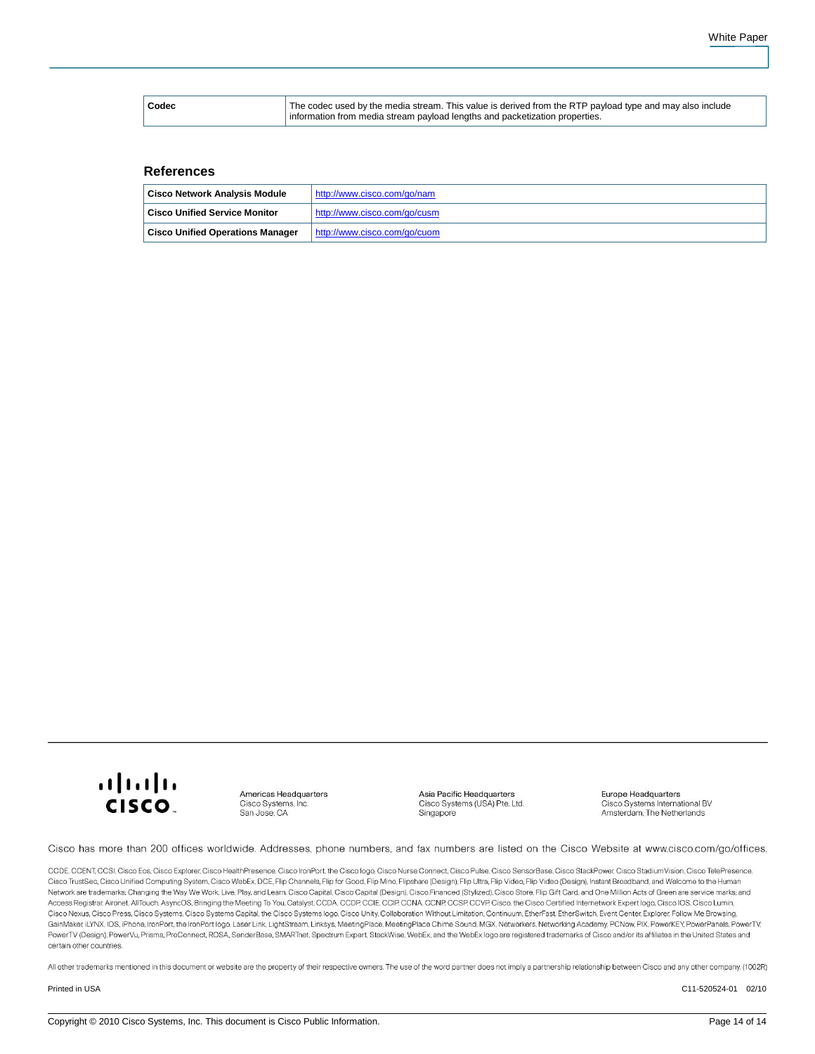| | |
|---|---|
| **Codec** | The codec used by the media stream. This value is derived from the RTP payload type and may also include information from media stream payload lengths and packetization properties. |

## References

| | |
|---|---|
| **Cisco Network Analysis Module** | http://www.cisco.com/go/nam |
| **Cisco Unified Service Monitor** | http://www.cisco.com/go/cusm |
| **Cisco Unified Operations Manager** | http://www.cisco.com/go/cuom |

Americas Headquarters
Cisco Systems, Inc.
San Jose, CA

Asia Pacific Headquarters
Cisco Systems (USA) Pte. Ltd.
Singapore

Europe Headquarters
Cisco Systems International BV
Amsterdam, The Netherlands

Cisco has more than 200 offices worldwide. Addresses, phone numbers, and fax numbers are listed on the Cisco Website at www.cisco.com/go/offices.

CCDE, CCENT, CCSI, Cisco Eos, Cisco Explorer, Cisco HealthPresence, Cisco IronPort, the Cisco logo, Cisco Nurse Connect, Cisco Pulse, Cisco SensorBase, Cisco StackPower, Cisco StadiumVision, Cisco TelePresence, Cisco TrustSec, Cisco Unified Computing System, Cisco WebEx, DCE, Flip Channels, Flip for Good, Flip Mino, Flipshare (Design), Flip Ultra, Flip Video, Flip Video (Design), Instant Broadband, and Welcome to the Human Network are trademarks; Changing the Way We Work, Live, Play, and Learn, Cisco Capital, Cisco Capital (Design), Cisco:Financed (Stylized), Cisco Store, Flip Gift Card, and One Million Acts of Green are service marks; and Access Registrar, Aironet, AllTouch, AsyncOS, Bringing the Meeting To You, Catalyst, CCDA, CCDP, CCIE, CCIP, CCNA, CCNP, CCSP, CCVP, Cisco, the Cisco Certified Internetwork Expert logo, Cisco IOS, Cisco Lumin, Cisco Nexus, Cisco Press, Cisco Systems, Cisco Systems Capital, the Cisco Systems logo, Cisco Unity, Collaboration Without Limitation, Continuum, EtherFast, EtherSwitch, Event Center, Explorer, Follow Me Browsing, GainMaker, iLYNX, IOS, iPhone, IronPort, the IronPort logo, Laser Link, LightStream, Linksys, MeetingPlace, MeetingPlace Chime Sound, MGX, Networkers, Networking Academy, PCNow, PIX, PowerKEY, PowerPanels, PowerTV, PowerTV (Design), PowerVu, Prisma, ProConnect, ROSA, SenderBase, SMARTnet, Spectrum Expert, StackWise, WebEx, and the WebEx logo are registered trademarks of Cisco and/or its affiliates in the United States and certain other countries.

All other trademarks mentioned in this document or website are the property of their respective owners. The use of the word partner does not imply a partnership relationship between Cisco and any other company. (1002R)

Printed in USA C11-520524-01 02/10

Copyright © 2010 Cisco Systems, Inc. This document is Cisco Public Information.